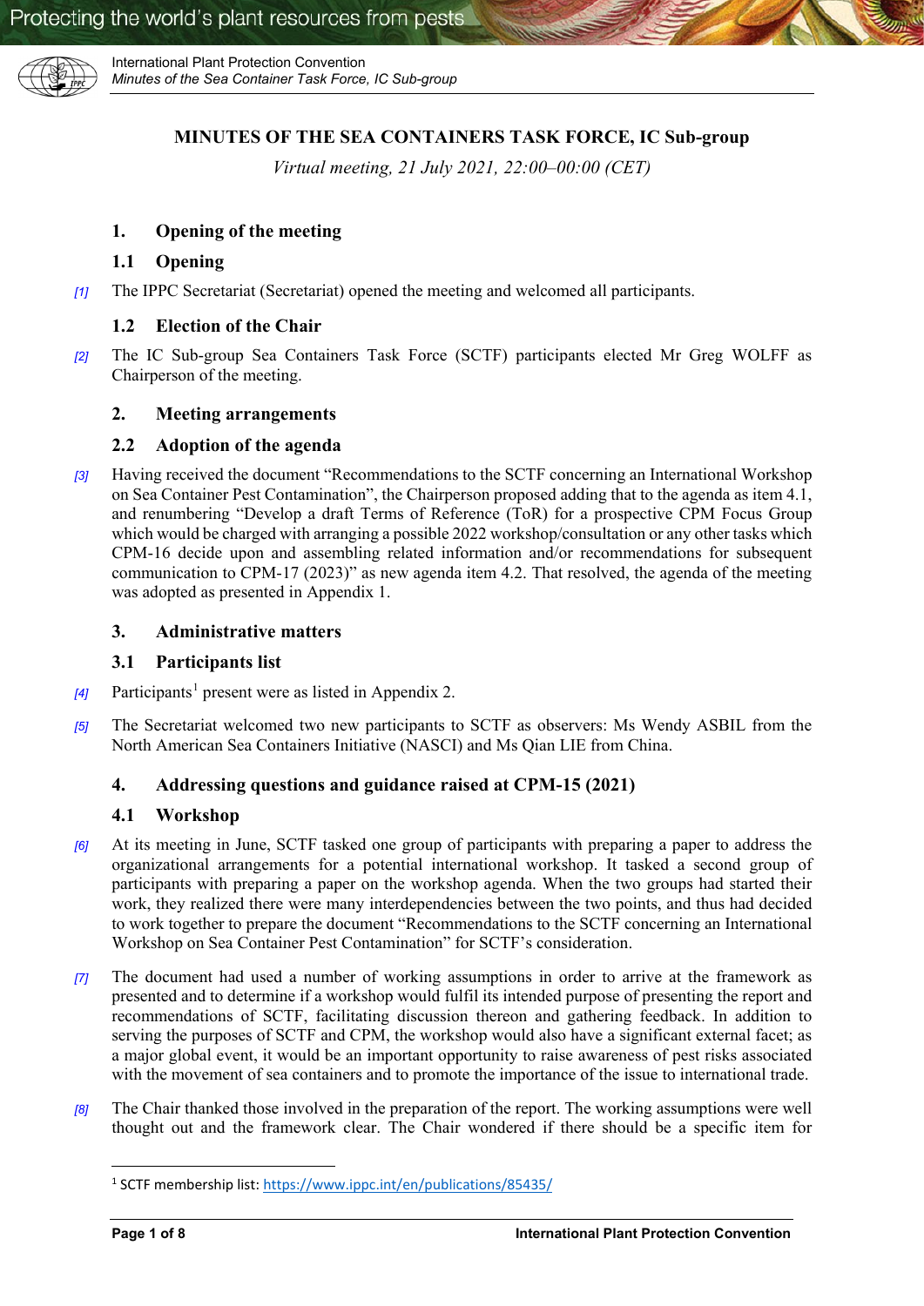# MINUTES OF THE SEA CONTAINERS TASK FORCE, IC Sub-group

*Virtual meeting, 21 July 2021, 22:00–00:00 (CET)*

## 1. Opening of the meeting

### 1.1 Opening

[1] The IPPC Secretariat (Secretariat) opened the meeting and welcomed all participants.

### 1.2 Election of the Chair

[2] The IC Sub-group Sea Containers Task Force (SCTF) participants elected Mr Greg WOLFF as Chairperson of the meeting.

## 2. Meeting arrangements

### 2.2 Adoption of the agenda

[3] Having received the document "Recommendations to the SCTF concerning an International Workshop on Sea Container Pest Contamination", the Chairperson proposed adding that to the agenda as item 4.1, and renumbering "Develop a draft Terms of Reference (ToR) for a prospective CPM Focus Group which would be charged with arranging a possible 2022 workshop/consultation or any other tasks which CPM-16 decide upon and assembling related information and/or recommendations for subsequent communication to CPM-17 (2023)" as new agenda item 4.2. That resolved, the agenda of the meeting was adopted as presented in Appendix 1.

## 3. Administrative matters

### 3.1 Participants list

[4] Participants[1] present were as listed in Appendix 2.

[5] The Secretariat welcomed two new participants to SCTF as observers: Ms Wendy ASBIL from the North American Sea Containers Initiative (NASCI) and Ms Qian LIE from China.

## 4. Addressing questions and guidance raised at CPM-15 (2021)

### 4.1 Workshop

[6] At its meeting in June, SCTF tasked one group of participants with preparing a paper to address the organizational arrangements for a potential international workshop. It tasked a second group of participants with preparing a paper on the workshop agenda. When the two groups had started their work, they realized there were many interdependencies between the two points, and thus had decided to work together to prepare the document "Recommendations to the SCTF concerning an International Workshop on Sea Container Pest Contamination" for SCTF's consideration.

[7] The document had used a number of working assumptions in order to arrive at the framework as presented and to determine if a workshop would fulfil its intended purpose of presenting the report and recommendations of SCTF, facilitating discussion thereon and gathering feedback. In addition to serving the purposes of SCTF and CPM, the workshop would also have a significant external facet; as a major global event, it would be an important opportunity to raise awareness of pest risks associated with the movement of sea containers and to promote the importance of the issue to international trade.

[8] The Chair thanked those involved in the preparation of the report. The working assumptions were well thought out and the framework clear. The Chair wondered if there should be a specific item for

[1] SCTF membership list: https://www.ippc.int/en/publications/85435/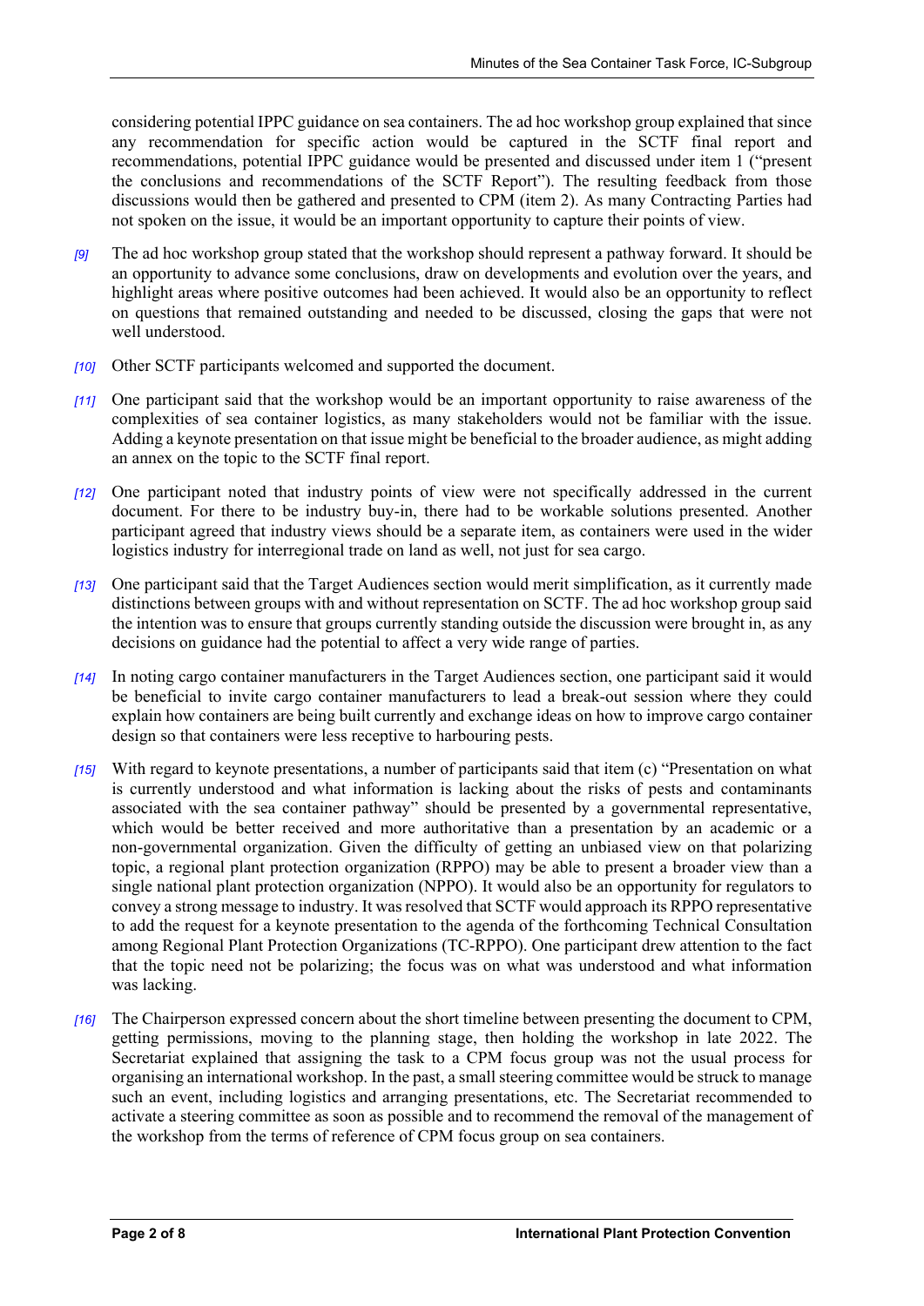considering potential IPPC guidance on sea containers. The ad hoc workshop group explained that since any recommendation for specific action would be captured in the SCTF final report and recommendations, potential IPPC guidance would be presented and discussed under item 1 ("present the conclusions and recommendations of the SCTF Report"). The resulting feedback from those discussions would then be gathered and presented to CPM (item 2). As many Contracting Parties had not spoken on the issue, it would be an important opportunity to capture their points of view.

*[9]* The ad hoc workshop group stated that the workshop should represent a pathway forward. It should be an opportunity to advance some conclusions, draw on developments and evolution over the years, and highlight areas where positive outcomes had been achieved. It would also be an opportunity to reflect on questions that remained outstanding and needed to be discussed, closing the gaps that were not well understood.

*[10]* Other SCTF participants welcomed and supported the document.

*[11]* One participant said that the workshop would be an important opportunity to raise awareness of the complexities of sea container logistics, as many stakeholders would not be familiar with the issue. Adding a keynote presentation on that issue might be beneficial to the broader audience, as might adding an annex on the topic to the SCTF final report.

*[12]* One participant noted that industry points of view were not specifically addressed in the current document. For there to be industry buy-in, there had to be workable solutions presented. Another participant agreed that industry views should be a separate item, as containers were used in the wider logistics industry for interregional trade on land as well, not just for sea cargo.

*[13]* One participant said that the Target Audiences section would merit simplification, as it currently made distinctions between groups with and without representation on SCTF. The ad hoc workshop group said the intention was to ensure that groups currently standing outside the discussion were brought in, as any decisions on guidance had the potential to affect a very wide range of parties.

*[14]* In noting cargo container manufacturers in the Target Audiences section, one participant said it would be beneficial to invite cargo container manufacturers to lead a break-out session where they could explain how containers are being built currently and exchange ideas on how to improve cargo container design so that containers were less receptive to harbouring pests.

*[15]* With regard to keynote presentations, a number of participants said that item (c) "Presentation on what is currently understood and what information is lacking about the risks of pests and contaminants associated with the sea container pathway" should be presented by a governmental representative, which would be better received and more authoritative than a presentation by an academic or a non-governmental organization. Given the difficulty of getting an unbiased view on that polarizing topic, a regional plant protection organization (RPPO) may be able to present a broader view than a single national plant protection organization (NPPO). It would also be an opportunity for regulators to convey a strong message to industry. It was resolved that SCTF would approach its RPPO representative to add the request for a keynote presentation to the agenda of the forthcoming Technical Consultation among Regional Plant Protection Organizations (TC-RPPO). One participant drew attention to the fact that the topic need not be polarizing; the focus was on what was understood and what information was lacking.

*[16]* The Chairperson expressed concern about the short timeline between presenting the document to CPM, getting permissions, moving to the planning stage, then holding the workshop in late 2022. The Secretariat explained that assigning the task to a CPM focus group was not the usual process for organising an international workshop. In the past, a small steering committee would be struck to manage such an event, including logistics and arranging presentations, etc. The Secretariat recommended to activate a steering committee as soon as possible and to recommend the removal of the management of the workshop from the terms of reference of CPM focus group on sea containers.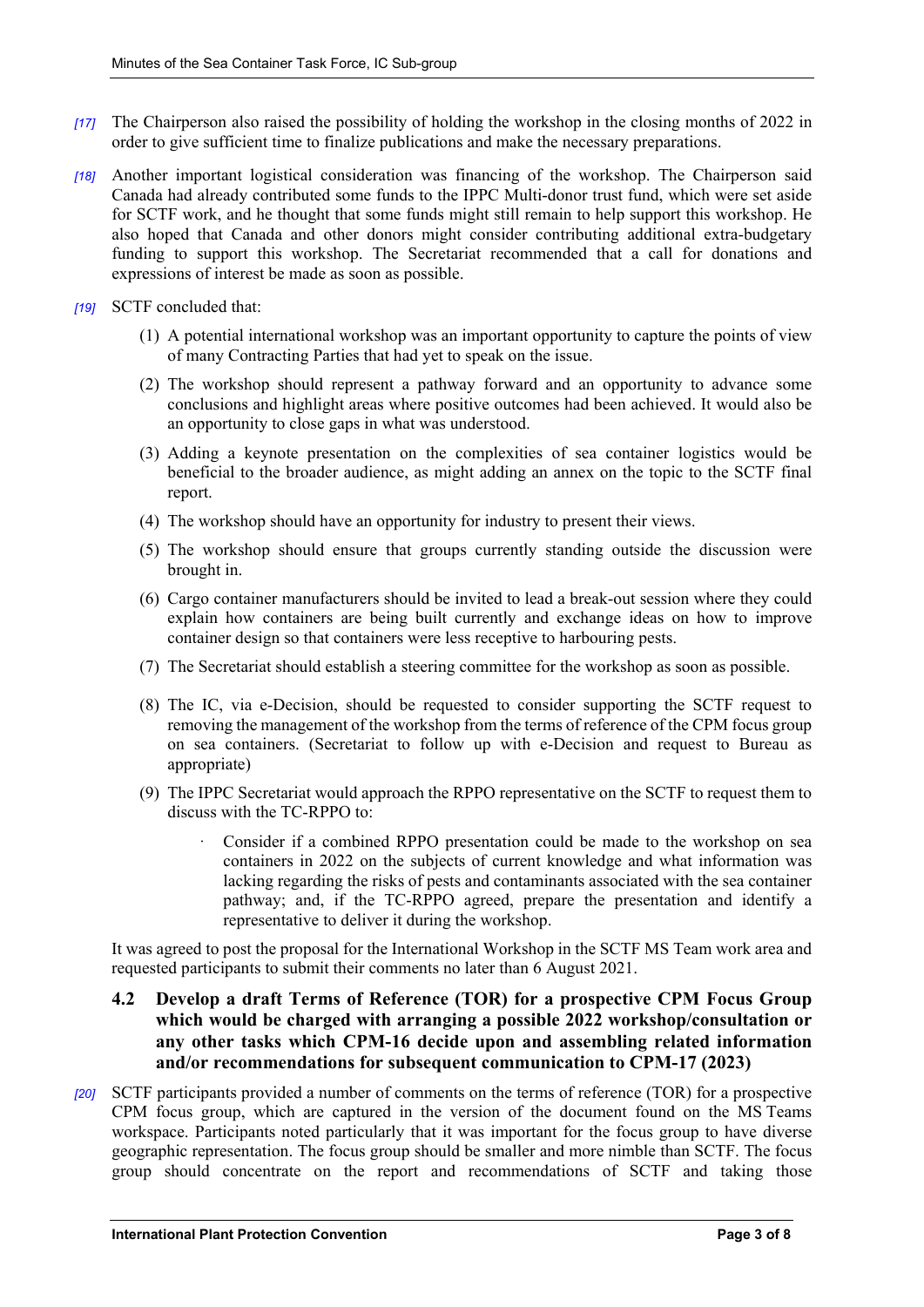*[17]* The Chairperson also raised the possibility of holding the workshop in the closing months of 2022 in order to give sufficient time to finalize publications and make the necessary preparations.

*[18]* Another important logistical consideration was financing of the workshop. The Chairperson said Canada had already contributed some funds to the IPPC Multi-donor trust fund, which were set aside for SCTF work, and he thought that some funds might still remain to help support this workshop. He also hoped that Canada and other donors might consider contributing additional extra-budgetary funding to support this workshop. The Secretariat recommended that a call for donations and expressions of interest be made as soon as possible.

*[19]* SCTF concluded that:

(1) A potential international workshop was an important opportunity to capture the points of view of many Contracting Parties that had yet to speak on the issue.

(2) The workshop should represent a pathway forward and an opportunity to advance some conclusions and highlight areas where positive outcomes had been achieved. It would also be an opportunity to close gaps in what was understood.

(3) Adding a keynote presentation on the complexities of sea container logistics would be beneficial to the broader audience, as might adding an annex on the topic to the SCTF final report.

(4) The workshop should have an opportunity for industry to present their views.

(5) The workshop should ensure that groups currently standing outside the discussion were brought in.

(6) Cargo container manufacturers should be invited to lead a break-out session where they could explain how containers are being built currently and exchange ideas on how to improve container design so that containers were less receptive to harbouring pests.

(7) The Secretariat should establish a steering committee for the workshop as soon as possible.

(8) The IC, via e-Decision, should be requested to consider supporting the SCTF request to removing the management of the workshop from the terms of reference of the CPM focus group on sea containers. (Secretariat to follow up with e-Decision and request to Bureau as appropriate)

(9) The IPPC Secretariat would approach the RPPO representative on the SCTF to request them to discuss with the TC-RPPO to:

- Consider if a combined RPPO presentation could be made to the workshop on sea containers in 2022 on the subjects of current knowledge and what information was lacking regarding the risks of pests and contaminants associated with the sea container pathway; and, if the TC-RPPO agreed, prepare the presentation and identify a representative to deliver it during the workshop.

It was agreed to post the proposal for the International Workshop in the SCTF MS Team work area and requested participants to submit their comments no later than 6 August 2021.

### 4.2 Develop a draft Terms of Reference (TOR) for a prospective CPM Focus Group which would be charged with arranging a possible 2022 workshop/consultation or any other tasks which CPM-16 decide upon and assembling related information and/or recommendations for subsequent communication to CPM-17 (2023)

*[20]* SCTF participants provided a number of comments on the terms of reference (TOR) for a prospective CPM focus group, which are captured in the version of the document found on the MS Teams workspace. Participants noted particularly that it was important for the focus group to have diverse geographic representation. The focus group should be smaller and more nimble than SCTF. The focus group should concentrate on the report and recommendations of SCTF and taking those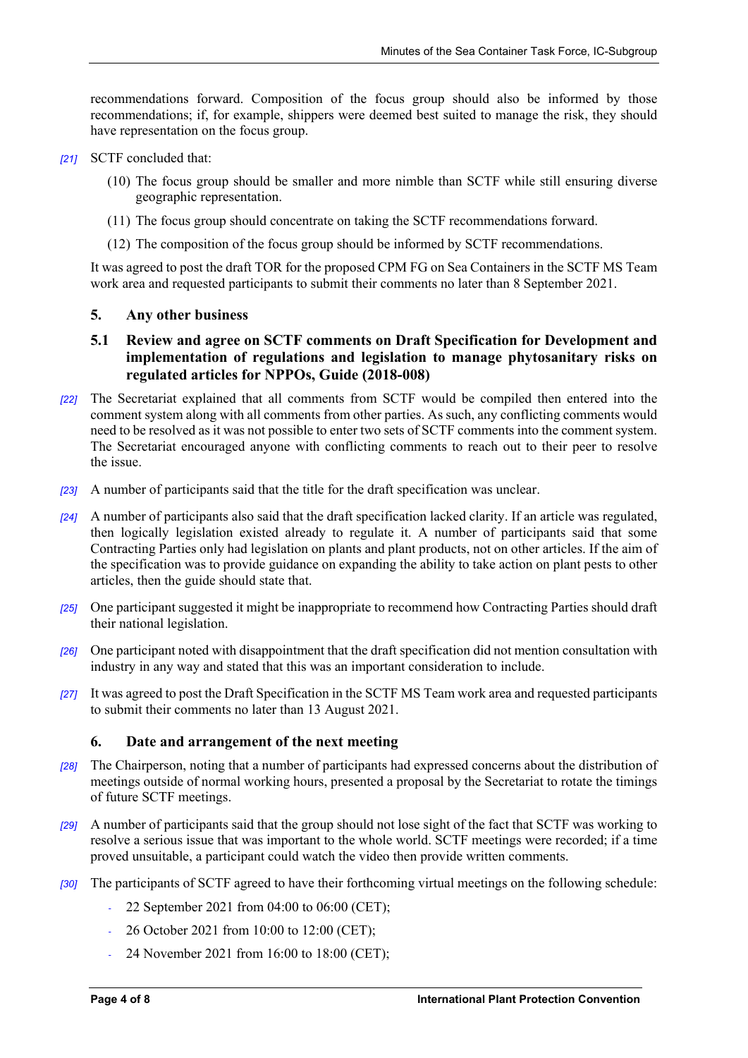recommendations forward. Composition of the focus group should also be informed by those recommendations; if, for example, shippers were deemed best suited to manage the risk, they should have representation on the focus group.

[21] SCTF concluded that:

(10) The focus group should be smaller and more nimble than SCTF while still ensuring diverse geographic representation.

(11) The focus group should concentrate on taking the SCTF recommendations forward.

(12) The composition of the focus group should be informed by SCTF recommendations.

It was agreed to post the draft TOR for the proposed CPM FG on Sea Containers in the SCTF MS Team work area and requested participants to submit their comments no later than 8 September 2021.

## 5. Any other business

### 5.1 Review and agree on SCTF comments on Draft Specification for Development and implementation of regulations and legislation to manage phytosanitary risks on regulated articles for NPPOs, Guide (2018-008)

[22] The Secretariat explained that all comments from SCTF would be compiled then entered into the comment system along with all comments from other parties. As such, any conflicting comments would need to be resolved as it was not possible to enter two sets of SCTF comments into the comment system. The Secretariat encouraged anyone with conflicting comments to reach out to their peer to resolve the issue.

[23] A number of participants said that the title for the draft specification was unclear.

[24] A number of participants also said that the draft specification lacked clarity. If an article was regulated, then logically legislation existed already to regulate it. A number of participants said that some Contracting Parties only had legislation on plants and plant products, not on other articles. If the aim of the specification was to provide guidance on expanding the ability to take action on plant pests to other articles, then the guide should state that.

[25] One participant suggested it might be inappropriate to recommend how Contracting Parties should draft their national legislation.

[26] One participant noted with disappointment that the draft specification did not mention consultation with industry in any way and stated that this was an important consideration to include.

[27] It was agreed to post the Draft Specification in the SCTF MS Team work area and requested participants to submit their comments no later than 13 August 2021.

## 6. Date and arrangement of the next meeting

[28] The Chairperson, noting that a number of participants had expressed concerns about the distribution of meetings outside of normal working hours, presented a proposal by the Secretariat to rotate the timings of future SCTF meetings.

[29] A number of participants said that the group should not lose sight of the fact that SCTF was working to resolve a serious issue that was important to the whole world. SCTF meetings were recorded; if a time proved unsuitable, a participant could watch the video then provide written comments.

[30] The participants of SCTF agreed to have their forthcoming virtual meetings on the following schedule:

- 22 September 2021 from 04:00 to 06:00 (CET);
- 26 October 2021 from 10:00 to 12:00 (CET);
- 24 November 2021 from 16:00 to 18:00 (CET);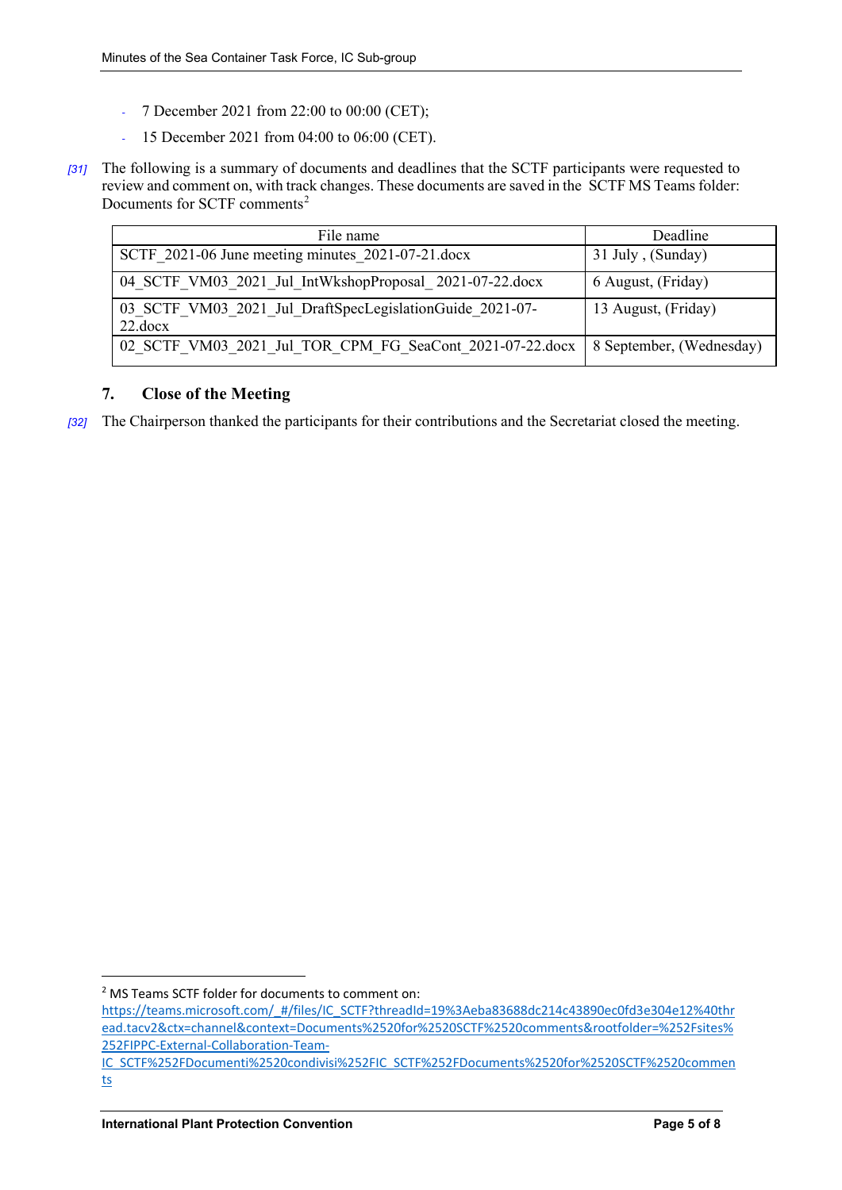- 7 December 2021 from 22:00 to 00:00 (CET);
- 15 December 2021 from 04:00 to 06:00 (CET).

*[31]* The following is a summary of documents and deadlines that the SCTF participants were requested to review and comment on, with track changes. These documents are saved in the SCTF MS Teams folder: Documents for SCTF comments[2]

| File name | Deadline |
|---|---|
| SCTF_2021-06 June meeting minutes_2021-07-21.docx | 31 July , (Sunday) |
| 04_SCTF_VM03_2021_Jul_IntWkshopProposal_ 2021-07-22.docx | 6 August, (Friday) |
| 03_SCTF_VM03_2021_Jul_DraftSpecLegislationGuide_2021-07-22.docx | 13 August, (Friday) |
| 02_SCTF_VM03_2021_Jul_TOR_CPM_FG_SeaCont_2021-07-22.docx | 8 September, (Wednesday) |

## 7. Close of the Meeting

*[32]* The Chairperson thanked the participants for their contributions and the Secretariat closed the meeting.

---

[2] MS Teams SCTF folder for documents to comment on: https://teams.microsoft.com/_#/files/IC_SCTF?threadId=19%3Aeba83688dc214c43890ec0fd3e304e12%40thread.tacv2&ctx=channel&context=Documents%2520for%2520SCTF%2520comments&rootfolder=%252Fsites%252FIPPC-External-Collaboration-Team-IC_SCTF%252FDocumenti%2520condivisi%252FIC_SCTF%252FDocuments%2520for%2520SCTF%2520comments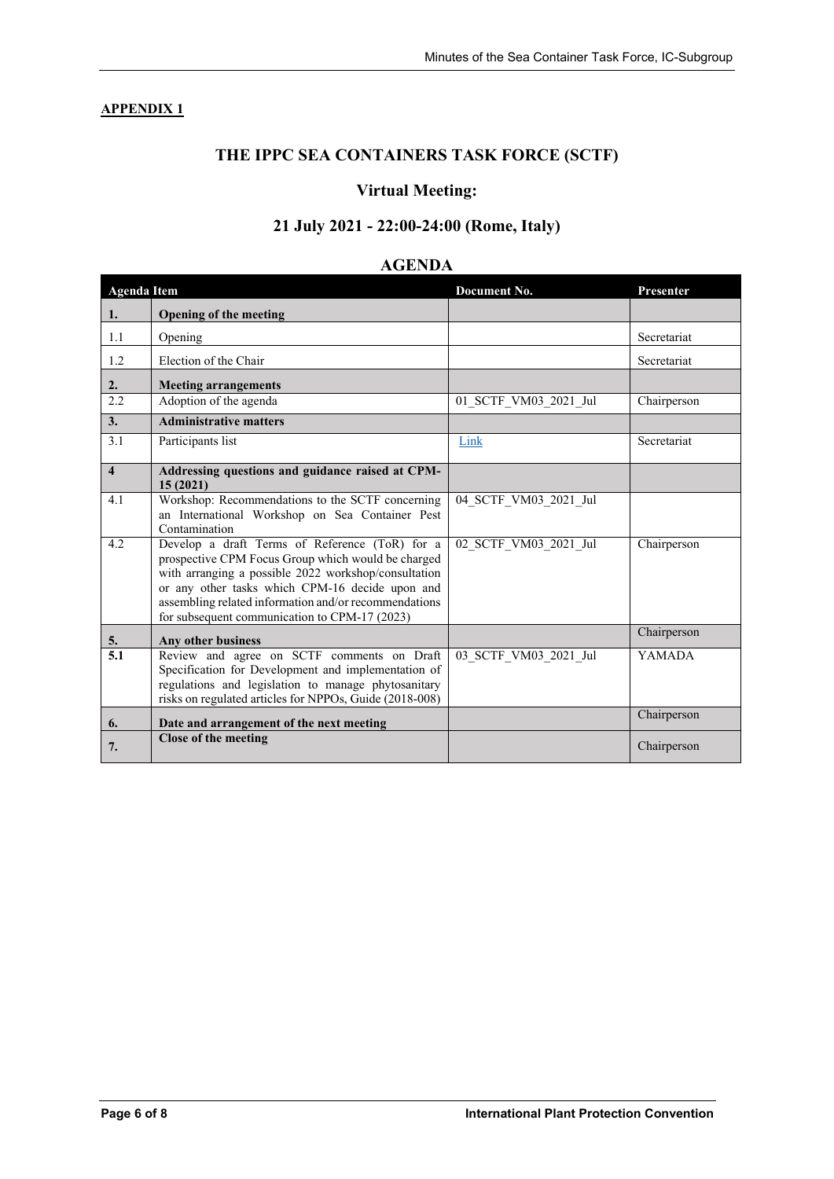**APPENDIX 1**

## THE IPPC SEA CONTAINERS TASK FORCE (SCTF)

## Virtual Meeting:

## 21 July 2021 - 22:00-24:00 (Rome, Italy)

## AGENDA

| Agenda Item | | Document No. | Presenter |
|---|---|---|---|
| **1.** | **Opening of the meeting** | | |
| 1.1 | Opening | | Secretariat |
| 1.2 | Election of the Chair | | Secretariat |
| **2.** | **Meeting arrangements** | | |
| 2.2 | Adoption of the agenda | 01_SCTF_VM03_2021_Jul | Chairperson |
| **3.** | **Administrative matters** | | |
| 3.1 | Participants list | Link | Secretariat |
| **4** | **Addressing questions and guidance raised at CPM-15 (2021)** | | |
| 4.1 | Workshop: Recommendations to the SCTF concerning an International Workshop on Sea Container Pest Contamination | 04_SCTF_VM03_2021_Jul | |
| 4.2 | Develop a draft Terms of Reference (ToR) for a prospective CPM Focus Group which would be charged with arranging a possible 2022 workshop/consultation or any other tasks which CPM-16 decide upon and assembling related information and/or recommendations for subsequent communication to CPM-17 (2023) | 02_SCTF_VM03_2021_Jul | Chairperson |
| **5.** | **Any other business** | | Chairperson |
| **5.1** | Review and agree on SCTF comments on Draft Specification for Development and implementation of regulations and legislation to manage phytosanitary risks on regulated articles for NPPOs, Guide (2018-008) | 03_SCTF_VM03_2021_Jul | YAMADA |
| **6.** | **Date and arrangement of the next meeting** | | Chairperson |
| **7.** | **Close of the meeting** | | Chairperson |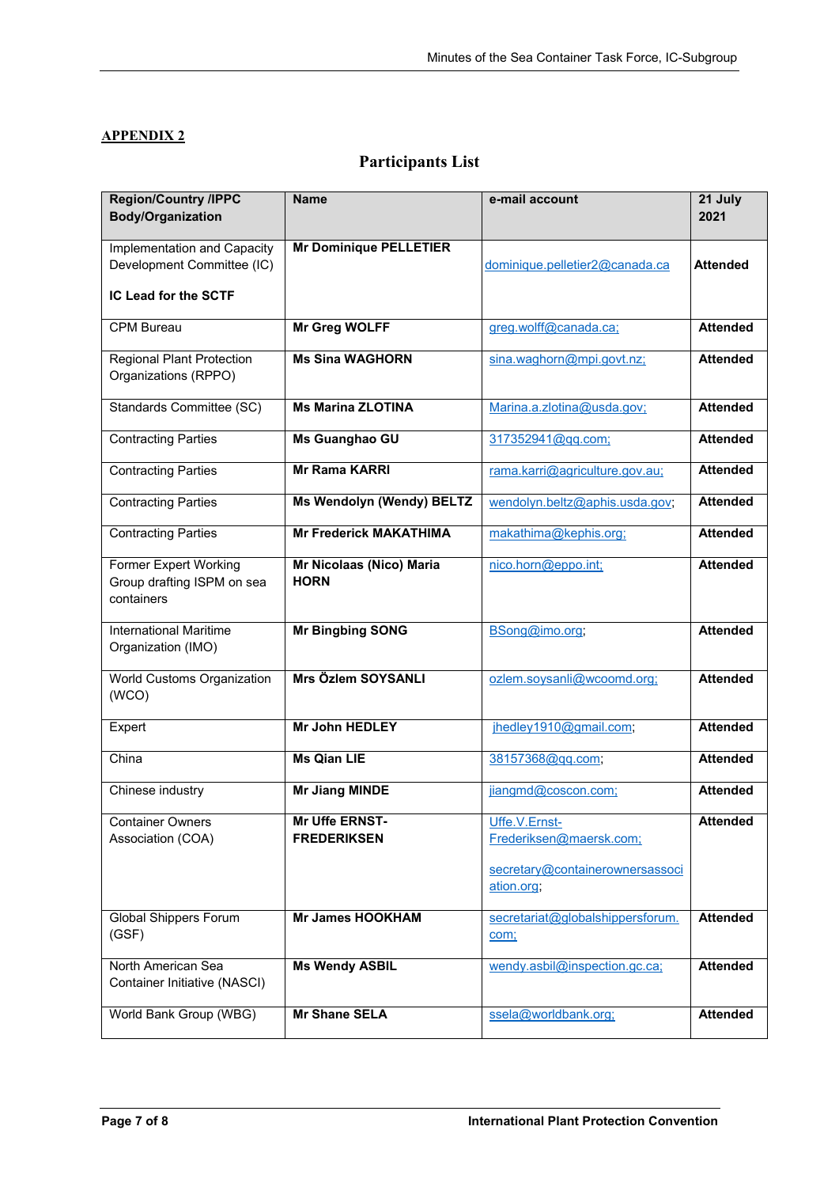**APPENDIX 2**

## Participants List

| Region/Country /IPPC Body/Organization | Name | e-mail account | 21 July 2021 |
|---|---|---|---|
| Implementation and Capacity Development Committee (IC)<br><br>**IC Lead for the SCTF** | **Mr Dominique PELLETIER** | dominique.pelletier2@canada.ca | **Attended** |
| CPM Bureau | **Mr Greg WOLFF** | greg.wolff@canada.ca; | **Attended** |
| Regional Plant Protection Organizations (RPPO) | **Ms Sina WAGHORN** | sina.waghorn@mpi.govt.nz; | **Attended** |
| Standards Committee (SC) | **Ms Marina ZLOTINA** | Marina.a.zlotina@usda.gov; | **Attended** |
| Contracting Parties | **Ms Guanghao GU** | 317352941@qq.com; | **Attended** |
| Contracting Parties | **Mr Rama KARRI** | rama.karri@agriculture.gov.au; | **Attended** |
| Contracting Parties | **Ms Wendolyn (Wendy) BELTZ** | wendolyn.beltz@aphis.usda.gov; | **Attended** |
| Contracting Parties | **Mr Frederick MAKATHIMA** | makathima@kephis.org; | **Attended** |
| Former Expert Working Group drafting ISPM on sea containers | **Mr Nicolaas (Nico) Maria HORN** | nico.horn@eppo.int; | **Attended** |
| International Maritime Organization (IMO) | **Mr Bingbing SONG** | BSong@imo.org; | **Attended** |
| World Customs Organization (WCO) | **Mrs Özlem SOYSANLI** | ozlem.soysanli@wcoomd.org; | **Attended** |
| Expert | **Mr John HEDLEY** | jhedley1910@gmail.com; | **Attended** |
| China | **Ms Qian LIE** | 38157368@qq.com; | **Attended** |
| Chinese industry | **Mr Jiang MINDE** | jiangmd@coscon.com; | **Attended** |
| Container Owners Association (COA) | **Mr Uffe ERNST-FREDERIKSEN** | Uffe.V.Ernst-Frederiksen@maersk.com;<br><br>secretary@containerownersassociation.org; | **Attended** |
| Global Shippers Forum (GSF) | **Mr James HOOKHAM** | secretariat@globalshippersforum.com; | **Attended** |
| North American Sea Container Initiative (NASCI) | **Ms Wendy ASBIL** | wendy.asbil@inspection.gc.ca; | **Attended** |
| World Bank Group (WBG) | **Mr Shane SELA** | ssela@worldbank.org; | **Attended** |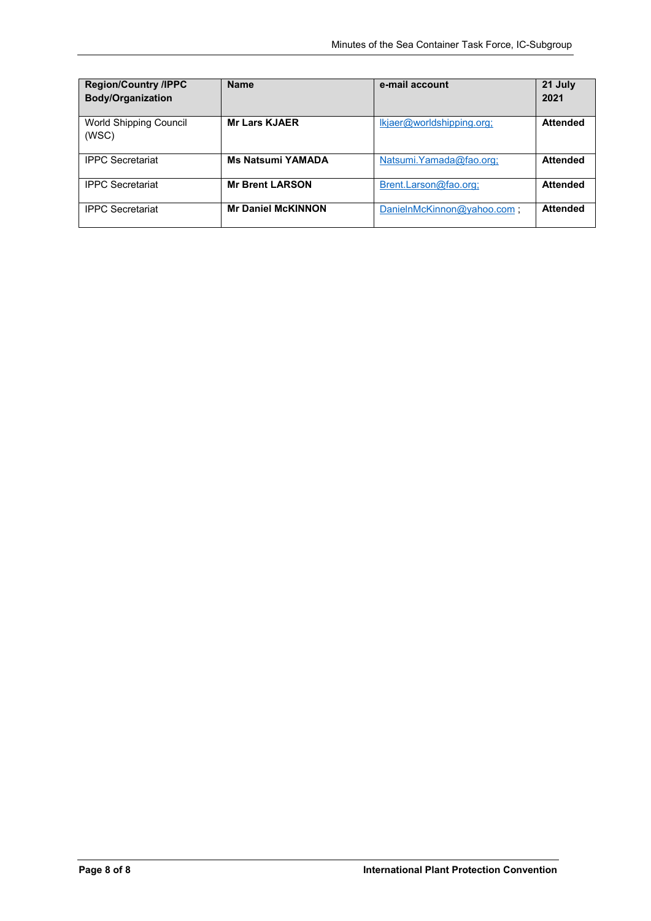| Region/Country /IPPC Body/Organization | Name | e-mail account | 21 July 2021 |
|---|---|---|---|
| World Shipping Council (WSC) | **Mr Lars KJAER** | lkjaer@worldshipping.org; | **Attended** |
| IPPC Secretariat | **Ms Natsumi YAMADA** | Natsumi.Yamada@fao.org; | **Attended** |
| IPPC Secretariat | **Mr Brent LARSON** | Brent.Larson@fao.org; | **Attended** |
| IPPC Secretariat | **Mr Daniel McKINNON** | DanielnMcKinnon@yahoo.com ; | **Attended** |